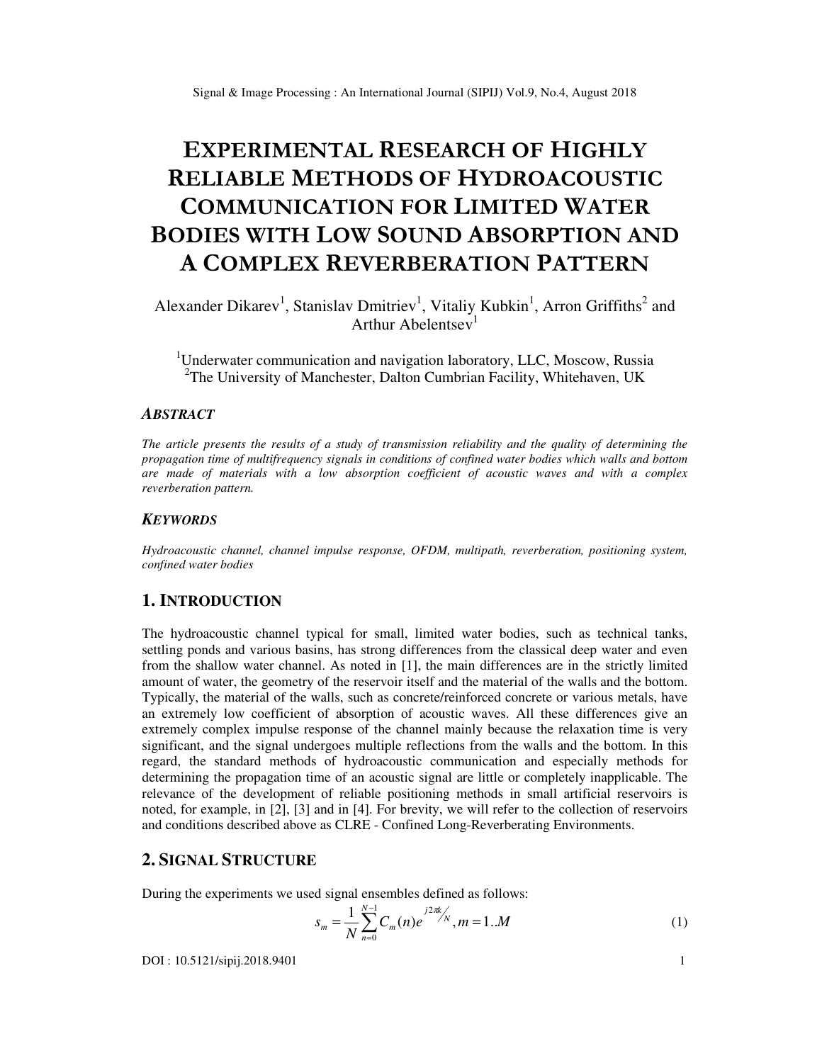# EXPERIMENTAL RESEARCH OF HIGHLY RELIABLE METHODS OF HYDROACOUSTIC COMMUNICATION FOR LIMITED WATER BODIES WITH LOW SOUND ABSORPTION AND A COMPLEX REVERBERATION PATTERN

Alexander Dikarev[1], Stanislav Dmitriev[1], Vitaliy Kubkin[1], Arron Griffiths[2] and Arthur Abelentsev[1]

[1]Underwater communication and navigation laboratory, LLC, Moscow, Russia
[2]The University of Manchester, Dalton Cumbrian Facility, Whitehaven, UK

### *ABSTRACT*

*The article presents the results of a study of transmission reliability and the quality of determining the propagation time of multifrequency signals in conditions of confined water bodies which walls and bottom are made of materials with a low absorption coefficient of acoustic waves and with a complex reverberation pattern.*

### *KEYWORDS*

*Hydroacoustic channel, channel impulse response, OFDM, multipath, reverberation, positioning system, confined water bodies*

## 1. INTRODUCTION

The hydroacoustic channel typical for small, limited water bodies, such as technical tanks, settling ponds and various basins, has strong differences from the classical deep water and even from the shallow water channel. As noted in [1], the main differences are in the strictly limited amount of water, the geometry of the reservoir itself and the material of the walls and the bottom. Typically, the material of the walls, such as concrete/reinforced concrete or various metals, have an extremely low coefficient of absorption of acoustic waves. All these differences give an extremely complex impulse response of the channel mainly because the relaxation time is very significant, and the signal undergoes multiple reflections from the walls and the bottom. In this regard, the standard methods of hydroacoustic communication and especially methods for determining the propagation time of an acoustic signal are little or completely inapplicable. The relevance of the development of reliable positioning methods in small artificial reservoirs is noted, for example, in [2], [3] and in [4]. For brevity, we will refer to the collection of reservoirs and conditions described above as CLRE - Confined Long-Reverberating Environments.

## 2. SIGNAL STRUCTURE

During the experiments we used signal ensembles defined as follows:

$$s_m = \frac{1}{N}\sum_{n=0}^{N-1} C_m(n) e^{j2\pi k / N}, m = 1..M \qquad (1)$$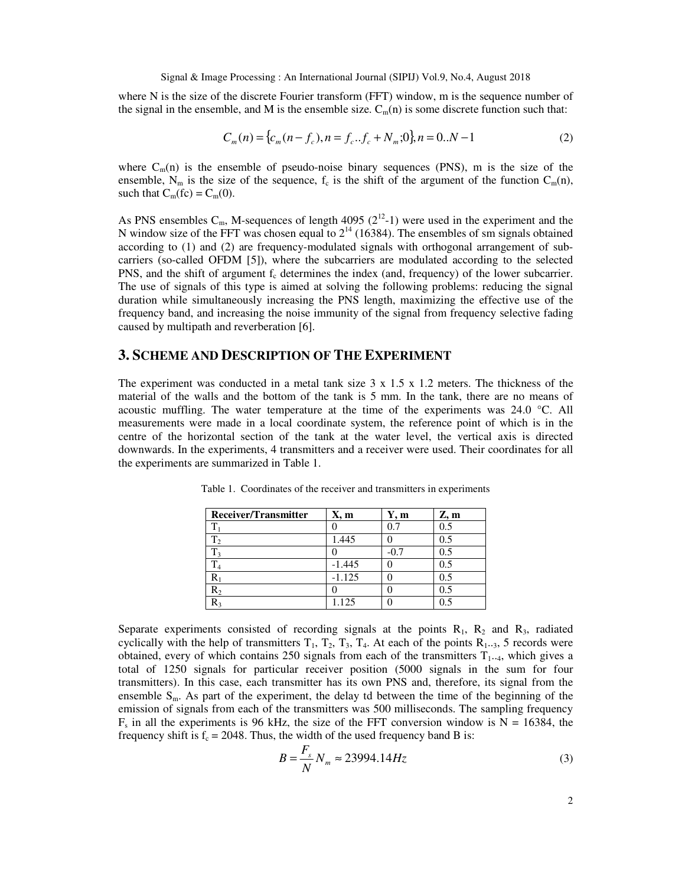where N is the size of the discrete Fourier transform (FFT) window, m is the sequence number of the signal in the ensemble, and M is the ensemble size. $C_m(n)$ is some discrete function such that:

$$C_m(n) = \{c_m(n - f_c), n = f_c..f_c + N_m; 0\}, n = 0..N-1 \tag{2}$$

where $C_m(n)$ is the ensemble of pseudo-noise binary sequences (PNS), m is the size of the ensemble, $N_m$ is the size of the sequence, $f_c$ is the shift of the argument of the function $C_m(n)$, such that $C_m(fc) = C_m(0)$.

As PNS ensembles $C_m$, M-sequences of length 4095 ($2^{12}$-1) were used in the experiment and the N window size of the FFT was chosen equal to $2^{14}$ (16384). The ensembles of sm signals obtained according to (1) and (2) are frequency-modulated signals with orthogonal arrangement of sub-carriers (so-called OFDM [5]), where the subcarriers are modulated according to the selected PNS, and the shift of argument $f_c$ determines the index (and, frequency) of the lower subcarrier. The use of signals of this type is aimed at solving the following problems: reducing the signal duration while simultaneously increasing the PNS length, maximizing the effective use of the frequency band, and increasing the noise immunity of the signal from frequency selective fading caused by multipath and reverberation [6].

## 3. SCHEME AND DESCRIPTION OF THE EXPERIMENT

The experiment was conducted in a metal tank size 3 x 1.5 x 1.2 meters. The thickness of the material of the walls and the bottom of the tank is 5 mm. In the tank, there are no means of acoustic muffling. The water temperature at the time of the experiments was 24.0 °C. All measurements were made in a local coordinate system, the reference point of which is in the centre of the horizontal section of the tank at the water level, the vertical axis is directed downwards. In the experiments, 4 transmitters and a receiver were used. Their coordinates for all the experiments are summarized in Table 1.

Table 1. Coordinates of the receiver and transmitters in experiments

| Receiver/Transmitter | X, m | Y, m | Z, m |
|---|---|---|---|
| $T_1$ | 0 | 0.7 | 0.5 |
| $T_2$ | 1.445 | 0 | 0.5 |
| $T_3$ | 0 | -0.7 | 0.5 |
| $T_4$ | -1.445 | 0 | 0.5 |
| $R_1$ | -1.125 | 0 | 0.5 |
| $R_2$ | 0 | 0 | 0.5 |
| $R_3$ | 1.125 | 0 | 0.5 |

Separate experiments consisted of recording signals at the points $R_1$, $R_2$ and $R_3$, radiated cyclically with the help of transmitters $T_1$, $T_2$, $T_3$, $T_4$. At each of the points $R_{1..3}$, 5 records were obtained, every of which contains 250 signals from each of the transmitters $T_{1..4}$, which gives a total of 1250 signals for particular receiver position (5000 signals in the sum for four transmitters). In this case, each transmitter has its own PNS and, therefore, its signal from the ensemble $S_m$. As part of the experiment, the delay td between the time of the beginning of the emission of signals from each of the transmitters was 500 milliseconds. The sampling frequency $F_s$ in all the experiments is 96 kHz, the size of the FFT conversion window is N = 16384, the frequency shift is $f_c$ = 2048. Thus, the width of the used frequency band B is:

$$B = \frac{F_s}{N} N_m \approx 23994.14 Hz \tag{3}$$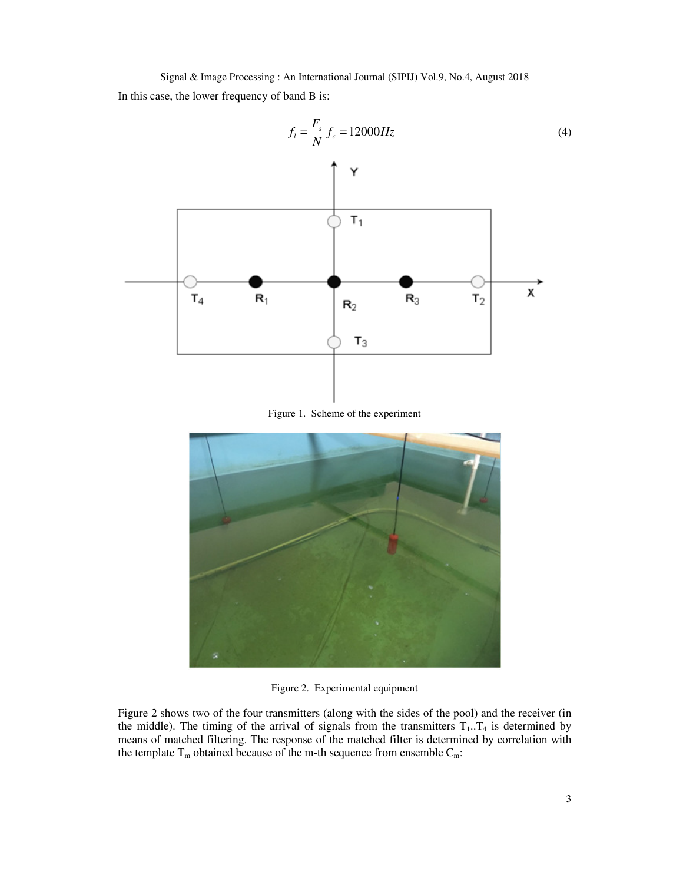In this case, the lower frequency of band B is:

$$f_l = \frac{F_s}{N} f_c = 12000Hz \tag{4}$$

Figure 1. Scheme of the experiment

Figure 2. Experimental equipment

Figure 2 shows two of the four transmitters (along with the sides of the pool) and the receiver (in the middle). The timing of the arrival of signals from the transmitters $T_1..T_4$ is determined by means of matched filtering. The response of the matched filter is determined by correlation with the template $T_m$ obtained because of the m-th sequence from ensemble $C_m$: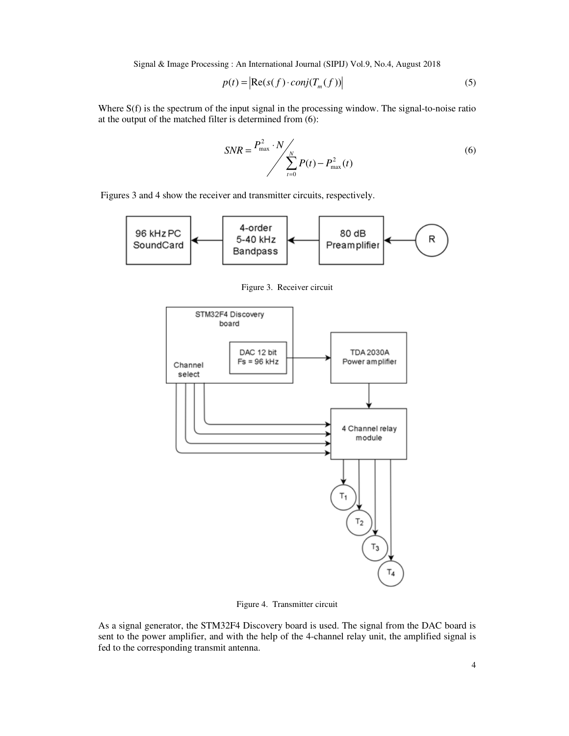$$p(t) = \left|\text{Re}(s(f) \cdot conj(T_m(f))\right| \tag{5}$$

Where S(f) is the spectrum of the input signal in the processing window. The signal-to-noise ratio at the output of the matched filter is determined from (6):

$$SNR = P_{\max}^2 \cdot N \Big/ \sum_{t=0}^{N} P(t) - P_{\max}^2(t) \tag{6}$$

Figures 3 and 4 show the receiver and transmitter circuits, respectively.

Figure 3. Receiver circuit

Figure 4. Transmitter circuit

As a signal generator, the STM32F4 Discovery board is used. The signal from the DAC board is sent to the power amplifier, and with the help of the 4-channel relay unit, the amplified signal is fed to the corresponding transmit antenna.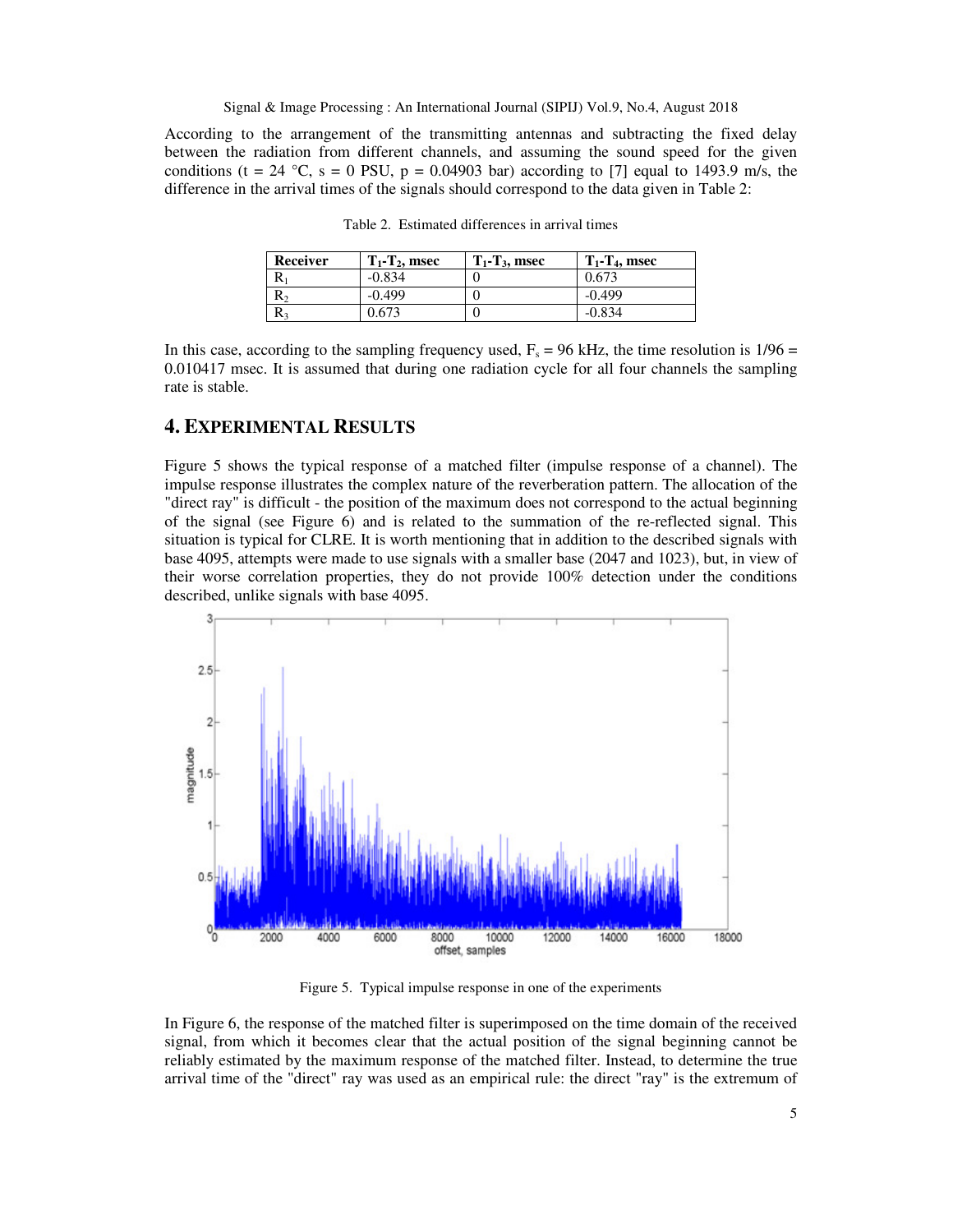According to the arrangement of the transmitting antennas and subtracting the fixed delay between the radiation from different channels, and assuming the sound speed for the given conditions (t = 24 °C, s = 0 PSU, p = 0.04903 bar) according to [7] equal to 1493.9 m/s, the difference in the arrival times of the signals should correspond to the data given in Table 2:

Table 2. Estimated differences in arrival times

| Receiver | $T_1$-$T_2$, msec | $T_1$-$T_3$, msec | $T_1$-$T_4$, msec |
|---|---|---|---|
| $R_1$ | -0.834 | 0 | 0.673 |
| $R_2$ | -0.499 | 0 | -0.499 |
| $R_3$ | 0.673 | 0 | -0.834 |

In this case, according to the sampling frequency used, $F_s$ = 96 kHz, the time resolution is 1/96 = 0.010417 msec. It is assumed that during one radiation cycle for all four channels the sampling rate is stable.

## 4. EXPERIMENTAL RESULTS

Figure 5 shows the typical response of a matched filter (impulse response of a channel). The impulse response illustrates the complex nature of the reverberation pattern. The allocation of the "direct ray" is difficult - the position of the maximum does not correspond to the actual beginning of the signal (see Figure 6) and is related to the summation of the re-reflected signal. This situation is typical for CLRE. It is worth mentioning that in addition to the described signals with base 4095, attempts were made to use signals with a smaller base (2047 and 1023), but, in view of their worse correlation properties, they do not provide 100% detection under the conditions described, unlike signals with base 4095.

Figure 5. Typical impulse response in one of the experiments

In Figure 6, the response of the matched filter is superimposed on the time domain of the received signal, from which it becomes clear that the actual position of the signal beginning cannot be reliably estimated by the maximum response of the matched filter. Instead, to determine the true arrival time of the "direct" ray was used as an empirical rule: the direct "ray" is the extremum of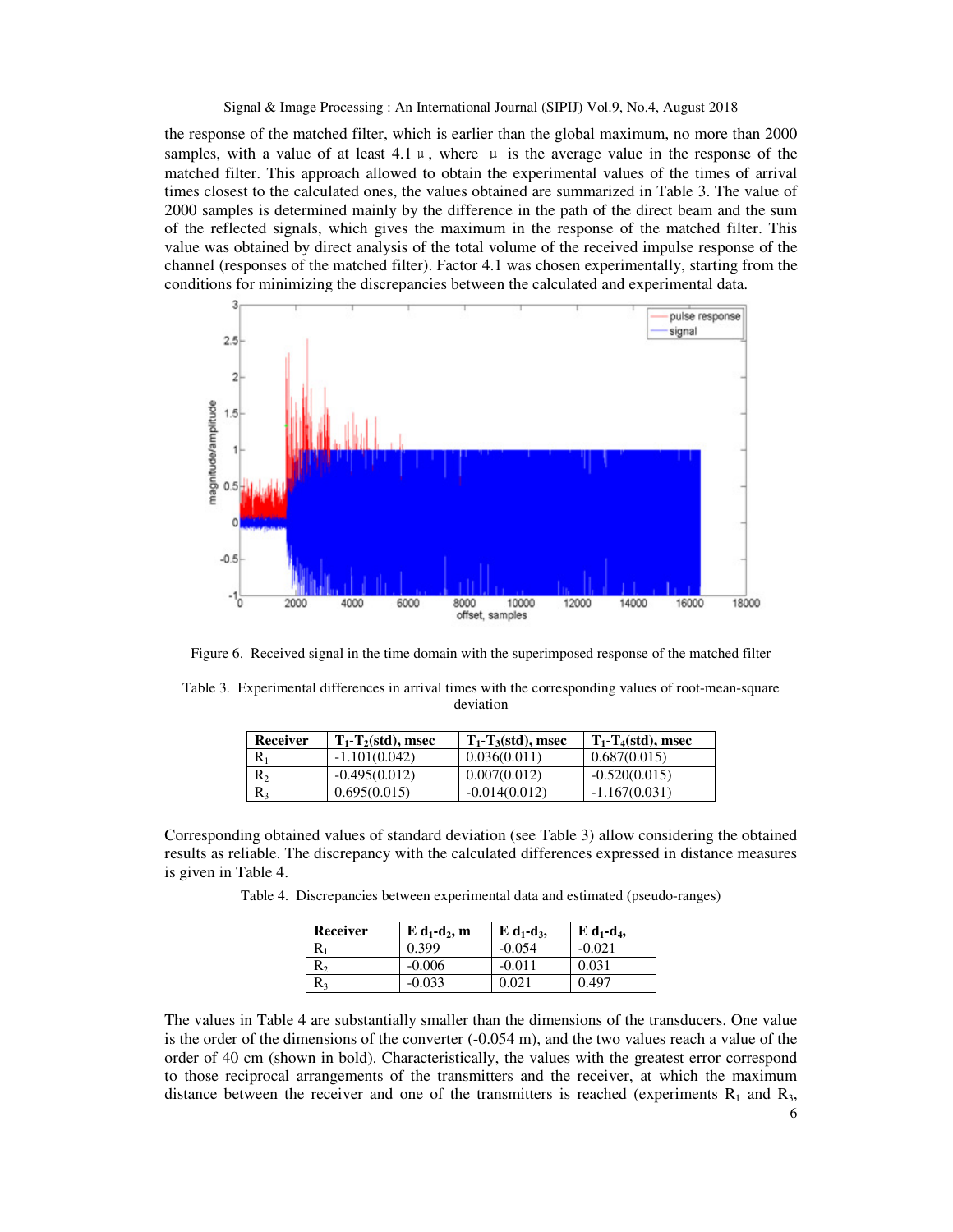the response of the matched filter, which is earlier than the global maximum, no more than 2000 samples, with a value of at least 4.1 μ, where μ is the average value in the response of the matched filter. This approach allowed to obtain the experimental values of the times of arrival times closest to the calculated ones, the values obtained are summarized in Table 3. The value of 2000 samples is determined mainly by the difference in the path of the direct beam and the sum of the reflected signals, which gives the maximum in the response of the matched filter. This value was obtained by direct analysis of the total volume of the received impulse response of the channel (responses of the matched filter). Factor 4.1 was chosen experimentally, starting from the conditions for minimizing the discrepancies between the calculated and experimental data.

Figure 6. Received signal in the time domain with the superimposed response of the matched filter

Table 3. Experimental differences in arrival times with the corresponding values of root-mean-square deviation

| Receiver | $T_1$-$T_2$(std), msec | $T_1$-$T_3$(std), msec | $T_1$-$T_4$(std), msec |
|---|---|---|---|
| $R_1$ | -1.101(0.042) | 0.036(0.011) | 0.687(0.015) |
| $R_2$ | -0.495(0.012) | 0.007(0.012) | -0.520(0.015) |
| $R_3$ | 0.695(0.015) | -0.014(0.012) | -1.167(0.031) |

Corresponding obtained values of standard deviation (see Table 3) allow considering the obtained results as reliable. The discrepancy with the calculated differences expressed in distance measures is given in Table 4.

Table 4. Discrepancies between experimental data and estimated (pseudo-ranges)

| Receiver | E $d_1$-$d_2$, m | E $d_1$-$d_3$, | E $d_1$-$d_4$, |
|---|---|---|---|
| $R_1$ | 0.399 | -0.054 | -0.021 |
| $R_2$ | -0.006 | -0.011 | 0.031 |
| $R_3$ | -0.033 | 0.021 | 0.497 |

The values in Table 4 are substantially smaller than the dimensions of the transducers. One value is the order of the dimensions of the converter (-0.054 m), and the two values reach a value of the order of 40 cm (shown in bold). Characteristically, the values with the greatest error correspond to those reciprocal arrangements of the transmitters and the receiver, at which the maximum distance between the receiver and one of the transmitters is reached (experiments $R_1$ and $R_3$,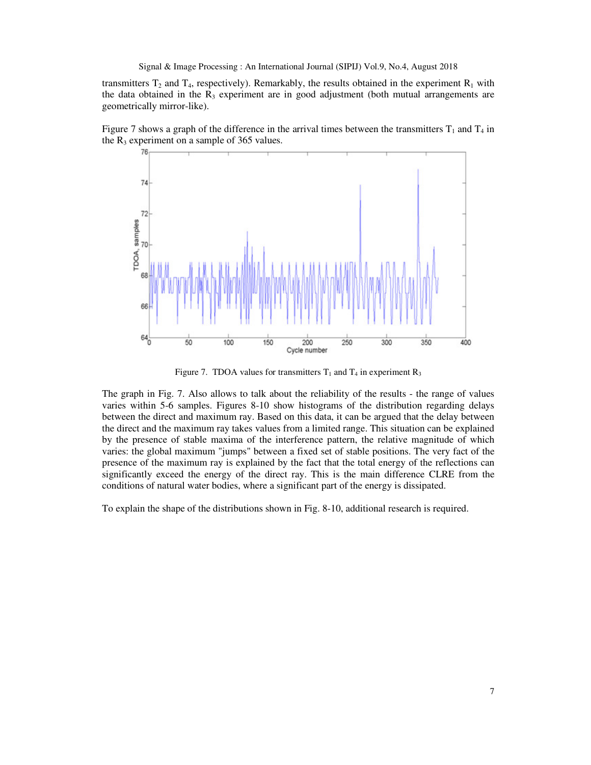transmitters $T_2$ and $T_4$, respectively). Remarkably, the results obtained in the experiment $R_1$ with the data obtained in the $R_3$ experiment are in good adjustment (both mutual arrangements are geometrically mirror-like).

Figure 7 shows a graph of the difference in the arrival times between the transmitters $T_1$ and $T_4$ in the $R_3$ experiment on a sample of 365 values.

Figure 7. TDOA values for transmitters $T_1$ and $T_4$ in experiment $R_3$

The graph in Fig. 7. Also allows to talk about the reliability of the results - the range of values varies within 5-6 samples. Figures 8-10 show histograms of the distribution regarding delays between the direct and maximum ray. Based on this data, it can be argued that the delay between the direct and the maximum ray takes values from a limited range. This situation can be explained by the presence of stable maxima of the interference pattern, the relative magnitude of which varies: the global maximum "jumps" between a fixed set of stable positions. The very fact of the presence of the maximum ray is explained by the fact that the total energy of the reflections can significantly exceed the energy of the direct ray. This is the main difference CLRE from the conditions of natural water bodies, where a significant part of the energy is dissipated.

To explain the shape of the distributions shown in Fig. 8-10, additional research is required.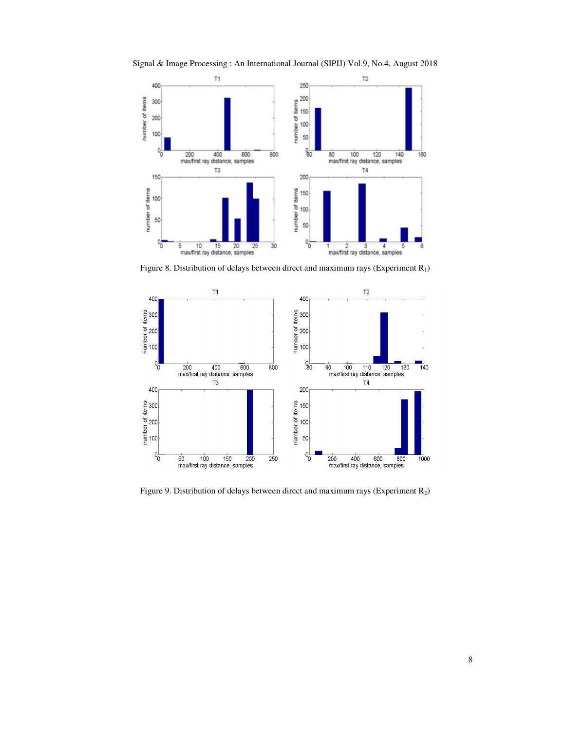Figure 8. Distribution of delays between direct and maximum rays (Experiment $R_1$)

Figure 9. Distribution of delays between direct and maximum rays (Experiment $R_2$)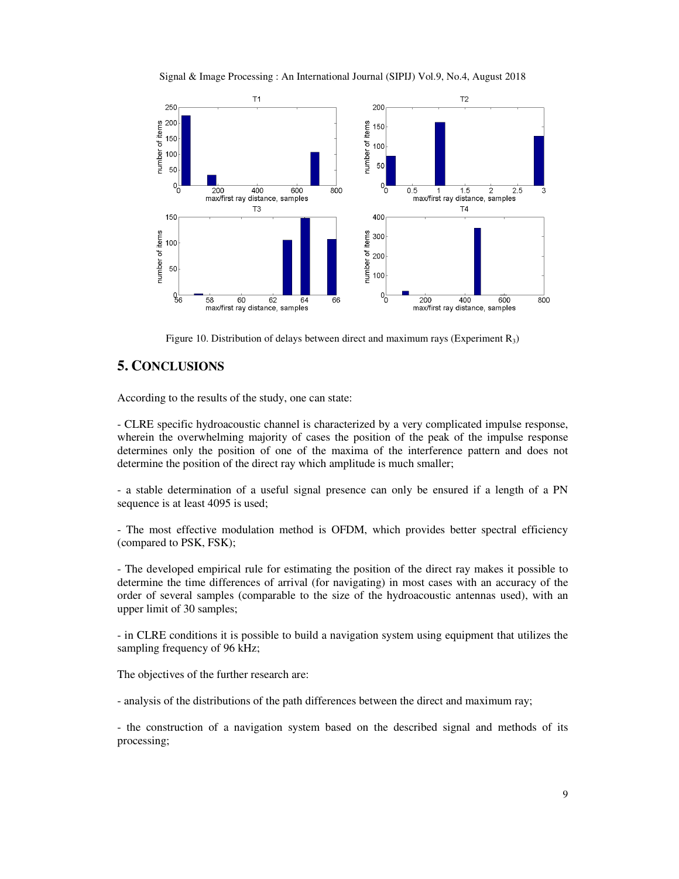Figure 10. Distribution of delays between direct and maximum rays (Experiment $R_3$)

## 5. CONCLUSIONS

According to the results of the study, one can state:

- CLRE specific hydroacoustic channel is characterized by a very complicated impulse response, wherein the overwhelming majority of cases the position of the peak of the impulse response determines only the position of one of the maxima of the interference pattern and does not determine the position of the direct ray which amplitude is much smaller;

- a stable determination of a useful signal presence can only be ensured if a length of a PN sequence is at least 4095 is used;

- The most effective modulation method is OFDM, which provides better spectral efficiency (compared to PSK, FSK);

- The developed empirical rule for estimating the position of the direct ray makes it possible to determine the time differences of arrival (for navigating) in most cases with an accuracy of the order of several samples (comparable to the size of the hydroacoustic antennas used), with an upper limit of 30 samples;

- in CLRE conditions it is possible to build a navigation system using equipment that utilizes the sampling frequency of 96 kHz;

The objectives of the further research are:

- analysis of the distributions of the path differences between the direct and maximum ray;

- the construction of a navigation system based on the described signal and methods of its processing;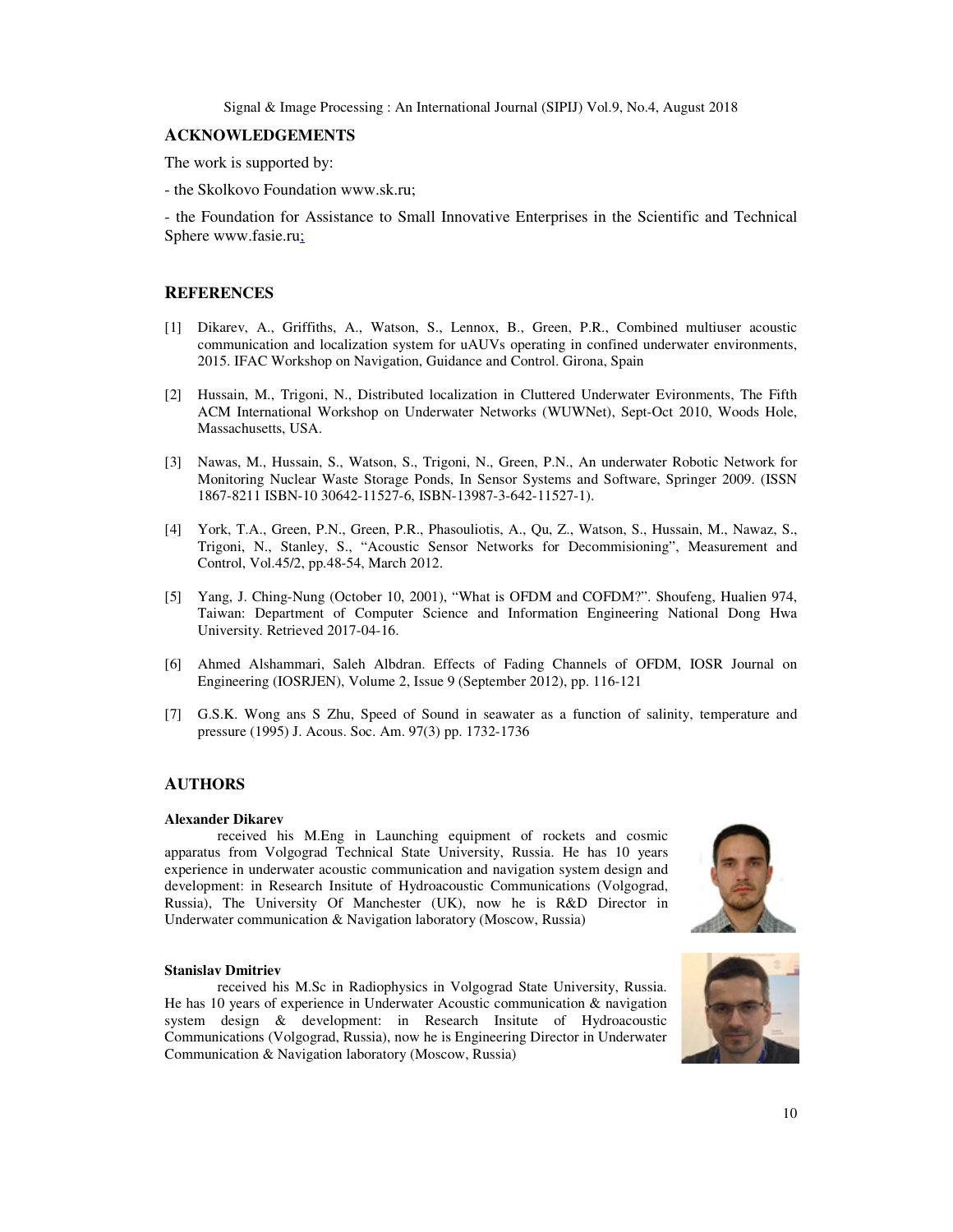## ACKNOWLEDGEMENTS

The work is supported by:

- the Skolkovo Foundation www.sk.ru;

- the Foundation for Assistance to Small Innovative Enterprises in the Scientific and Technical Sphere www.fasie.ru;

## REFERENCES

[1] Dikarev, A., Griffiths, A., Watson, S., Lennox, B., Green, P.R., Combined multiuser acoustic communication and localization system for uAUVs operating in confined underwater environments, 2015. IFAC Workshop on Navigation, Guidance and Control. Girona, Spain

[2] Hussain, M., Trigoni, N., Distributed localization in Cluttered Underwater Evironments, The Fifth ACM International Workshop on Underwater Networks (WUWNet), Sept-Oct 2010, Woods Hole, Massachusetts, USA.

[3] Nawas, M., Hussain, S., Watson, S., Trigoni, N., Green, P.N., An underwater Robotic Network for Monitoring Nuclear Waste Storage Ponds, In Sensor Systems and Software, Springer 2009. (ISSN 1867-8211 ISBN-10 30642-11527-6, ISBN-13987-3-642-11527-1).

[4] York, T.A., Green, P.N., Green, P.R., Phasouliotis, A., Qu, Z., Watson, S., Hussain, M., Nawaz, S., Trigoni, N., Stanley, S., "Acoustic Sensor Networks for Decommisioning", Measurement and Control, Vol.45/2, pp.48-54, March 2012.

[5] Yang, J. Ching-Nung (October 10, 2001), "What is OFDM and COFDM?". Shoufeng, Hualien 974, Taiwan: Department of Computer Science and Information Engineering National Dong Hwa University. Retrieved 2017-04-16.

[6] Ahmed Alshammari, Saleh Albdran. Effects of Fading Channels of OFDM, IOSR Journal on Engineering (IOSRJEN), Volume 2, Issue 9 (September 2012), pp. 116-121

[7] G.S.K. Wong ans S Zhu, Speed of Sound in seawater as a function of salinity, temperature and pressure (1995) J. Acous. Soc. Am. 97(3) pp. 1732-1736

## AUTHORS

**Alexander Dikarev**

received his M.Eng in Launching equipment of rockets and cosmic apparatus from Volgograd Technical State University, Russia. He has 10 years experience in underwater acoustic communication and navigation system design and development: in Research Insitute of Hydroacoustic Communications (Volgograd, Russia), The University Of Manchester (UK), now he is R&D Director in Underwater communication & Navigation laboratory (Moscow, Russia)

**Stanislav Dmitriev**

received his M.Sc in Radiophysics in Volgograd State University, Russia. He has 10 years of experience in Underwater Acoustic communication & navigation system design & development: in Research Insitute of Hydroacoustic Communications (Volgograd, Russia), now he is Engineering Director in Underwater Communication & Navigation laboratory (Moscow, Russia)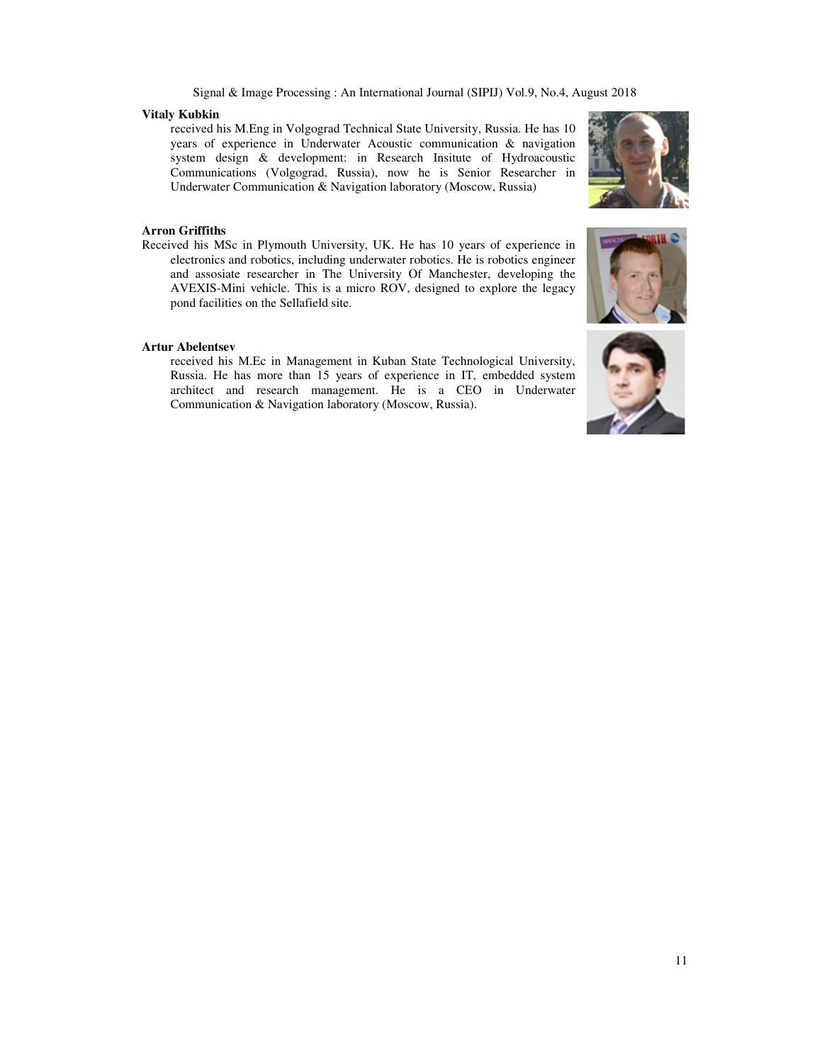**Vitaly Kubkin**

received his M.Eng in Volgograd Technical State University, Russia. He has 10 years of experience in Underwater Acoustic communication & navigation system design & development: in Research Insitute of Hydroacoustic Communications (Volgograd, Russia), now he is Senior Researcher in Underwater Communication & Navigation laboratory (Moscow, Russia)

**Arron Griffiths**

Received his MSc in Plymouth University, UK. He has 10 years of experience in electronics and robotics, including underwater robotics. He is robotics engineer and assosiate researcher in The University Of Manchester, developing the AVEXIS-Mini vehicle. This is a micro ROV, designed to explore the legacy pond facilities on the Sellafield site.

**Artur Abelentsev**

received his M.Ec in Management in Kuban State Technological University, Russia. He has more than 15 years of experience in IT, embedded system architect and research management. He is a CEO in Underwater Communication & Navigation laboratory (Moscow, Russia).